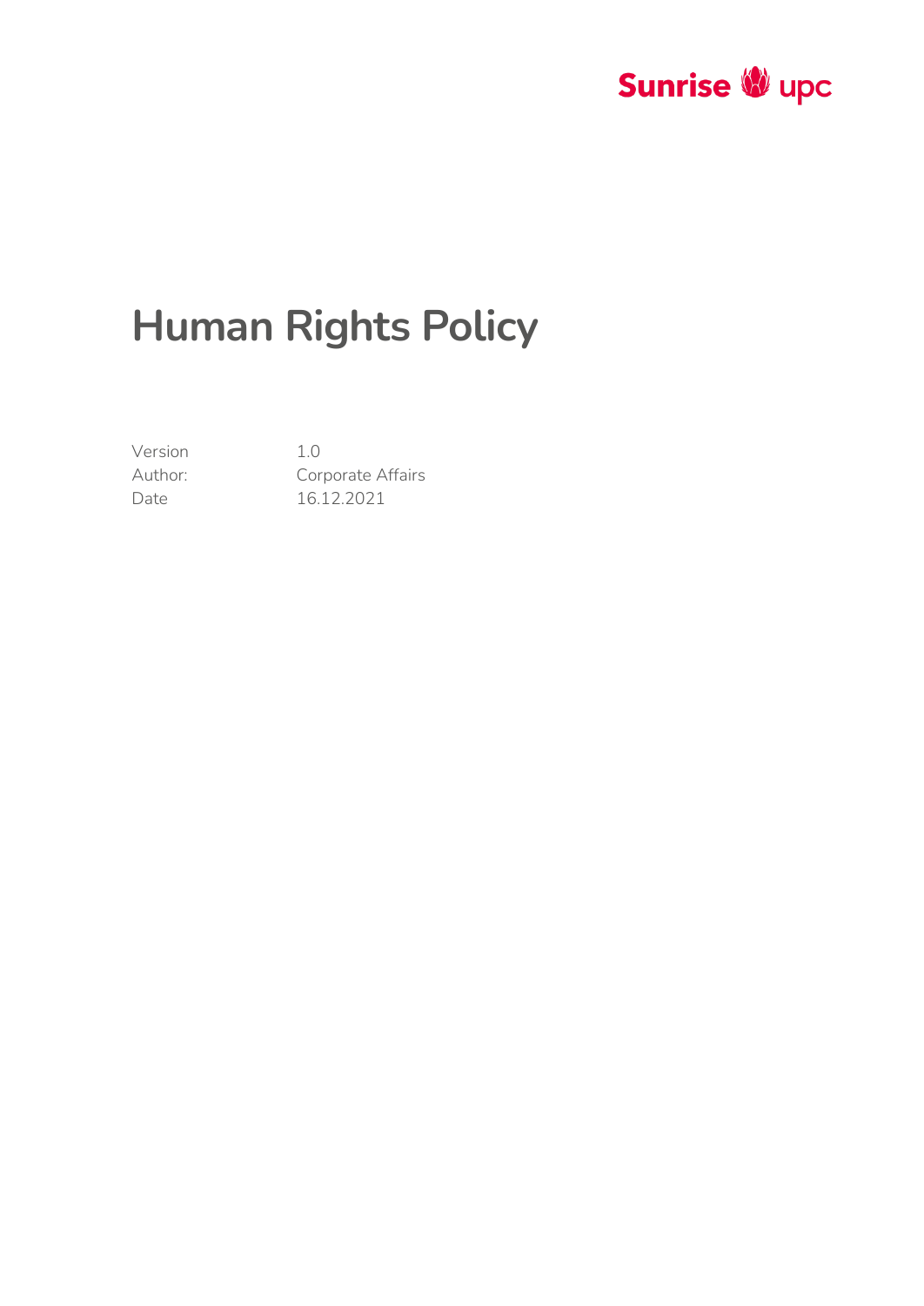# Human Rights Policy

| | |
|---|---|
| Version | 1.0 |
| Author: | Corporate Affairs |
| Date | 16.12.2021 |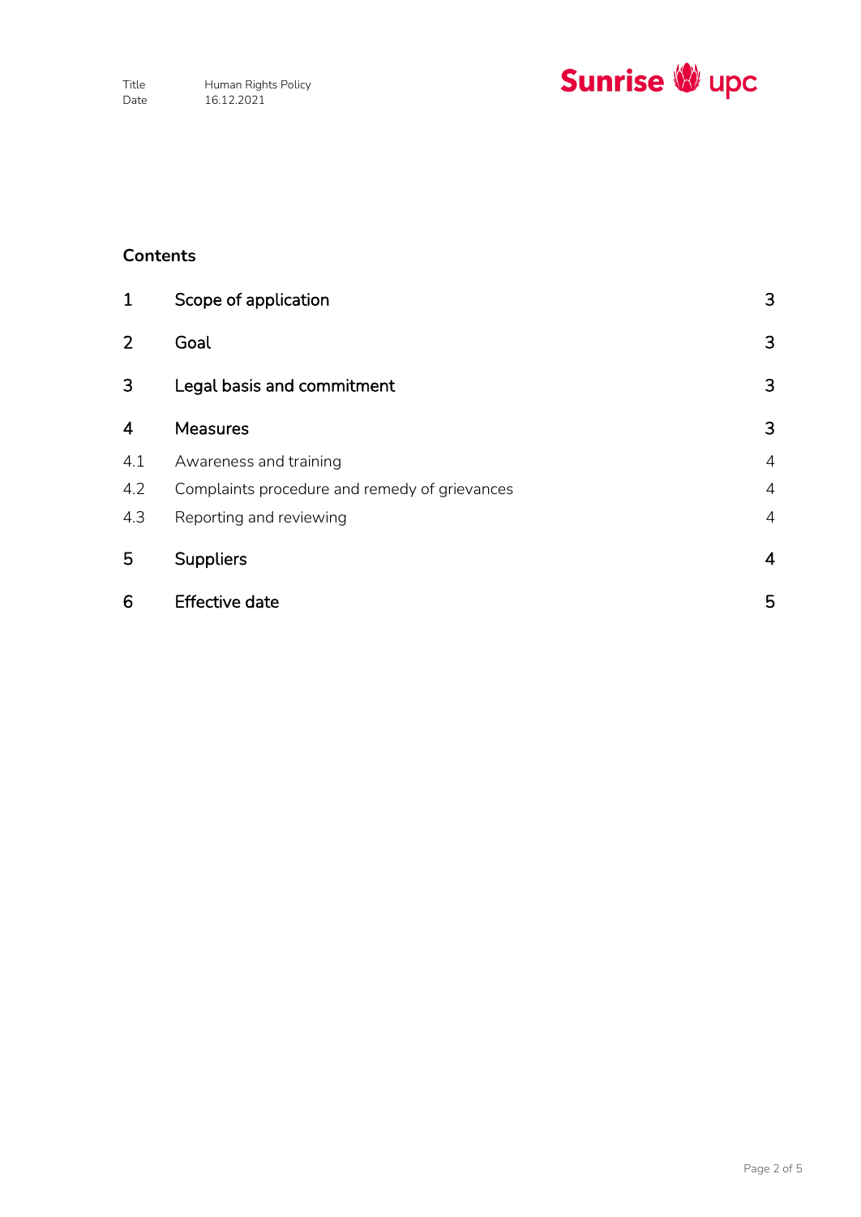## Contents

| | | |
|---|---|---|
| 1 | Scope of application | 3 |
| 2 | Goal | 3 |
| 3 | Legal basis and commitment | 3 |
| 4 | Measures | 3 |
| 4.1 | Awareness and training | 4 |
| 4.2 | Complaints procedure and remedy of grievances | 4 |
| 4.3 | Reporting and reviewing | 4 |
| 5 | Suppliers | 4 |
| 6 | Effective date | 5 |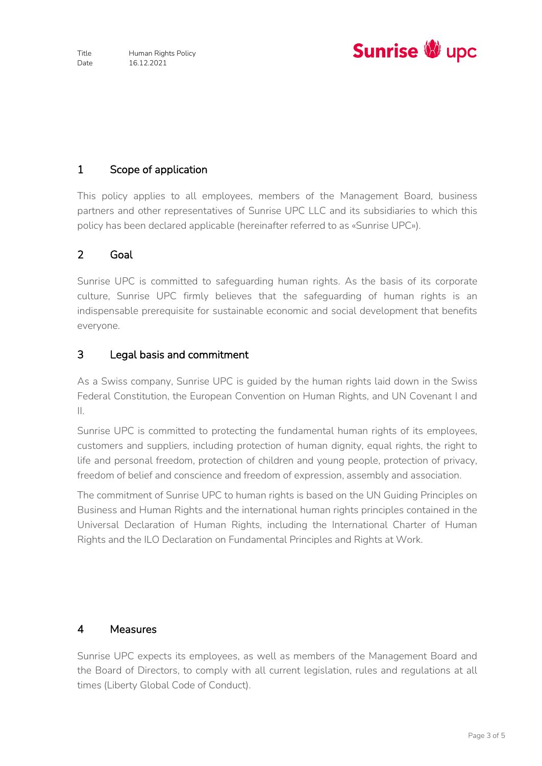## 1 Scope of application

This policy applies to all employees, members of the Management Board, business partners and other representatives of Sunrise UPC LLC and its subsidiaries to which this policy has been declared applicable (hereinafter referred to as «Sunrise UPC»).

## 2 Goal

Sunrise UPC is committed to safeguarding human rights. As the basis of its corporate culture, Sunrise UPC firmly believes that the safeguarding of human rights is an indispensable prerequisite for sustainable economic and social development that benefits everyone.

## 3 Legal basis and commitment

As a Swiss company, Sunrise UPC is guided by the human rights laid down in the Swiss Federal Constitution, the European Convention on Human Rights, and UN Covenant I and II.

Sunrise UPC is committed to protecting the fundamental human rights of its employees, customers and suppliers, including protection of human dignity, equal rights, the right to life and personal freedom, protection of children and young people, protection of privacy, freedom of belief and conscience and freedom of expression, assembly and association.

The commitment of Sunrise UPC to human rights is based on the UN Guiding Principles on Business and Human Rights and the international human rights principles contained in the Universal Declaration of Human Rights, including the International Charter of Human Rights and the ILO Declaration on Fundamental Principles and Rights at Work.

## 4 Measures

Sunrise UPC expects its employees, as well as members of the Management Board and the Board of Directors, to comply with all current legislation, rules and regulations at all times (Liberty Global Code of Conduct).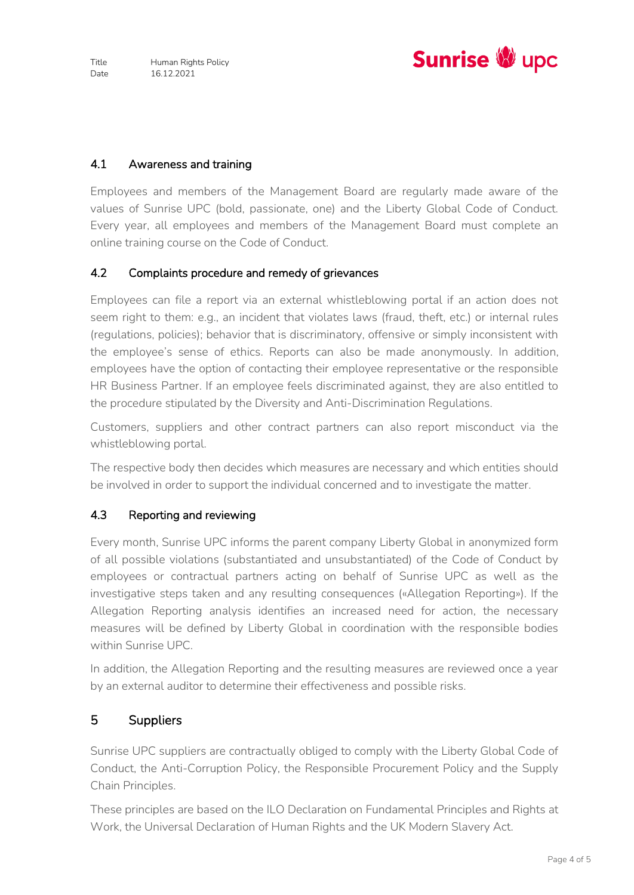### 4.1 Awareness and training

Employees and members of the Management Board are regularly made aware of the values of Sunrise UPC (bold, passionate, one) and the Liberty Global Code of Conduct. Every year, all employees and members of the Management Board must complete an online training course on the Code of Conduct.

### 4.2 Complaints procedure and remedy of grievances

Employees can file a report via an external whistleblowing portal if an action does not seem right to them: e.g., an incident that violates laws (fraud, theft, etc.) or internal rules (regulations, policies); behavior that is discriminatory, offensive or simply inconsistent with the employee's sense of ethics. Reports can also be made anonymously. In addition, employees have the option of contacting their employee representative or the responsible HR Business Partner. If an employee feels discriminated against, they are also entitled to the procedure stipulated by the Diversity and Anti-Discrimination Regulations.

Customers, suppliers and other contract partners can also report misconduct via the whistleblowing portal.

The respective body then decides which measures are necessary and which entities should be involved in order to support the individual concerned and to investigate the matter.

### 4.3 Reporting and reviewing

Every month, Sunrise UPC informs the parent company Liberty Global in anonymized form of all possible violations (substantiated and unsubstantiated) of the Code of Conduct by employees or contractual partners acting on behalf of Sunrise UPC as well as the investigative steps taken and any resulting consequences («Allegation Reporting»). If the Allegation Reporting analysis identifies an increased need for action, the necessary measures will be defined by Liberty Global in coordination with the responsible bodies within Sunrise UPC.

In addition, the Allegation Reporting and the resulting measures are reviewed once a year by an external auditor to determine their effectiveness and possible risks.

## 5 Suppliers

Sunrise UPC suppliers are contractually obliged to comply with the Liberty Global Code of Conduct, the Anti-Corruption Policy, the Responsible Procurement Policy and the Supply Chain Principles.

These principles are based on the ILO Declaration on Fundamental Principles and Rights at Work, the Universal Declaration of Human Rights and the UK Modern Slavery Act.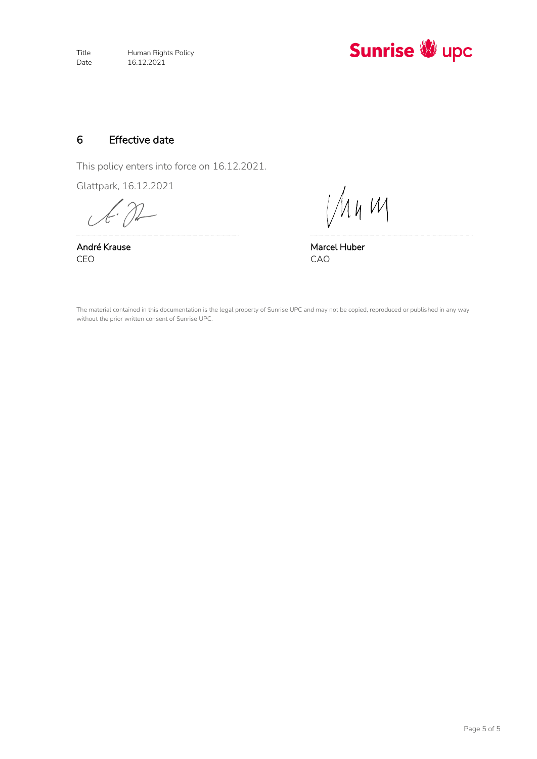## 6 Effective date

This policy enters into force on 16.12.2021.

Glattpark, 16.12.2021

| | |
|---|---|
| **André Krause** | **Marcel Huber** |
| CEO | CAO |

The material contained in this documentation is the legal property of Sunrise UPC and may not be copied, reproduced or published in any way without the prior written consent of Sunrise UPC.